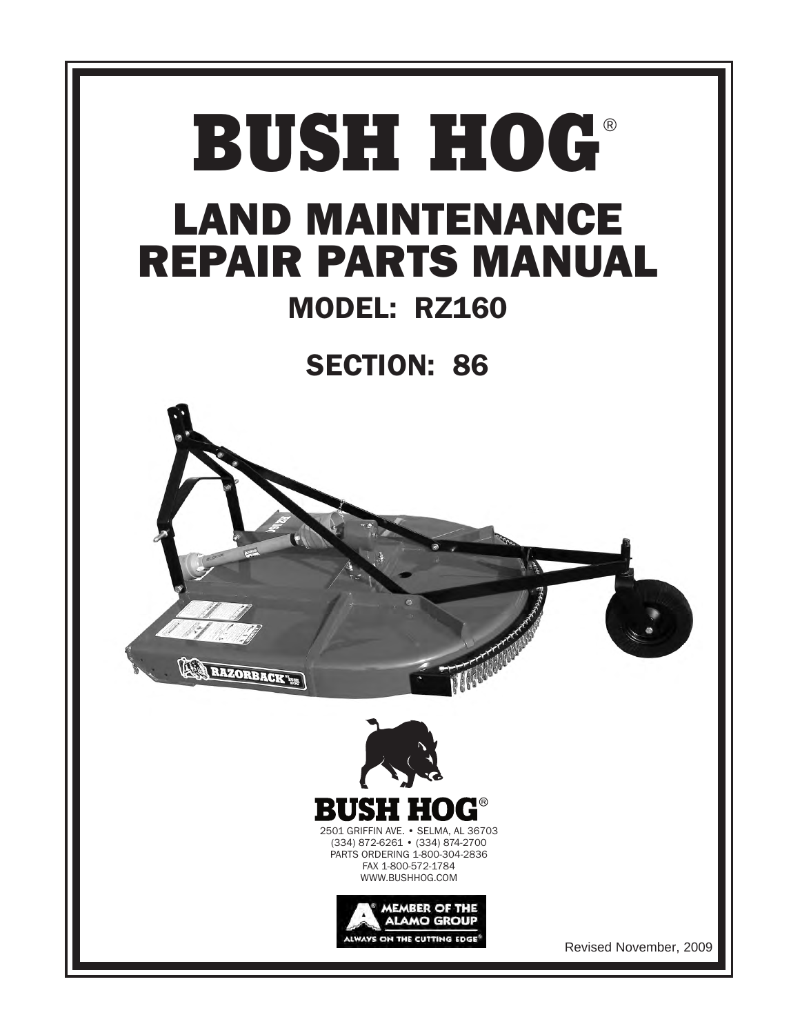# BUSH HOG®

# LAND MAINTENANCE REPAIR PARTS MANUAL

## MODEL: RZ160

## SECTION: 86

**BUSH HOG®**

2501 GRIFFIN AVE. • SELMA, AL 36703
(334) 872-6261 • (334) 874-2700
PARTS ORDERING 1-800-304-2836
FAX 1-800-572-1784
WWW.BUSHHOG.COM

MEMBER OF THE ALAMO GROUP
ALWAYS ON THE CUTTING EDGE®

Revised November, 2009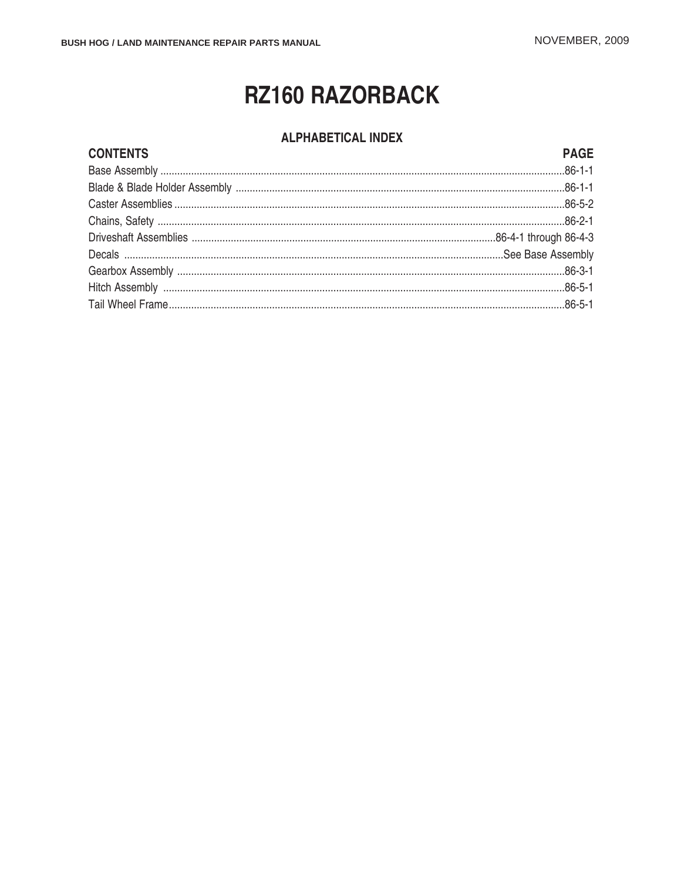# RZ160 RAZORBACK

## ALPHABETICAL INDEX

| CONTENTS | PAGE |
|---|---|
| Base Assembly | 86-1-1 |
| Blade & Blade Holder Assembly | 86-1-1 |
| Caster Assemblies | 86-5-2 |
| Chains, Safety | 86-2-1 |
| Driveshaft Assemblies | 86-4-1 through 86-4-3 |
| Decals | See Base Assembly |
| Gearbox Assembly | 86-3-1 |
| Hitch Assembly | 86-5-1 |
| Tail Wheel Frame | 86-5-1 |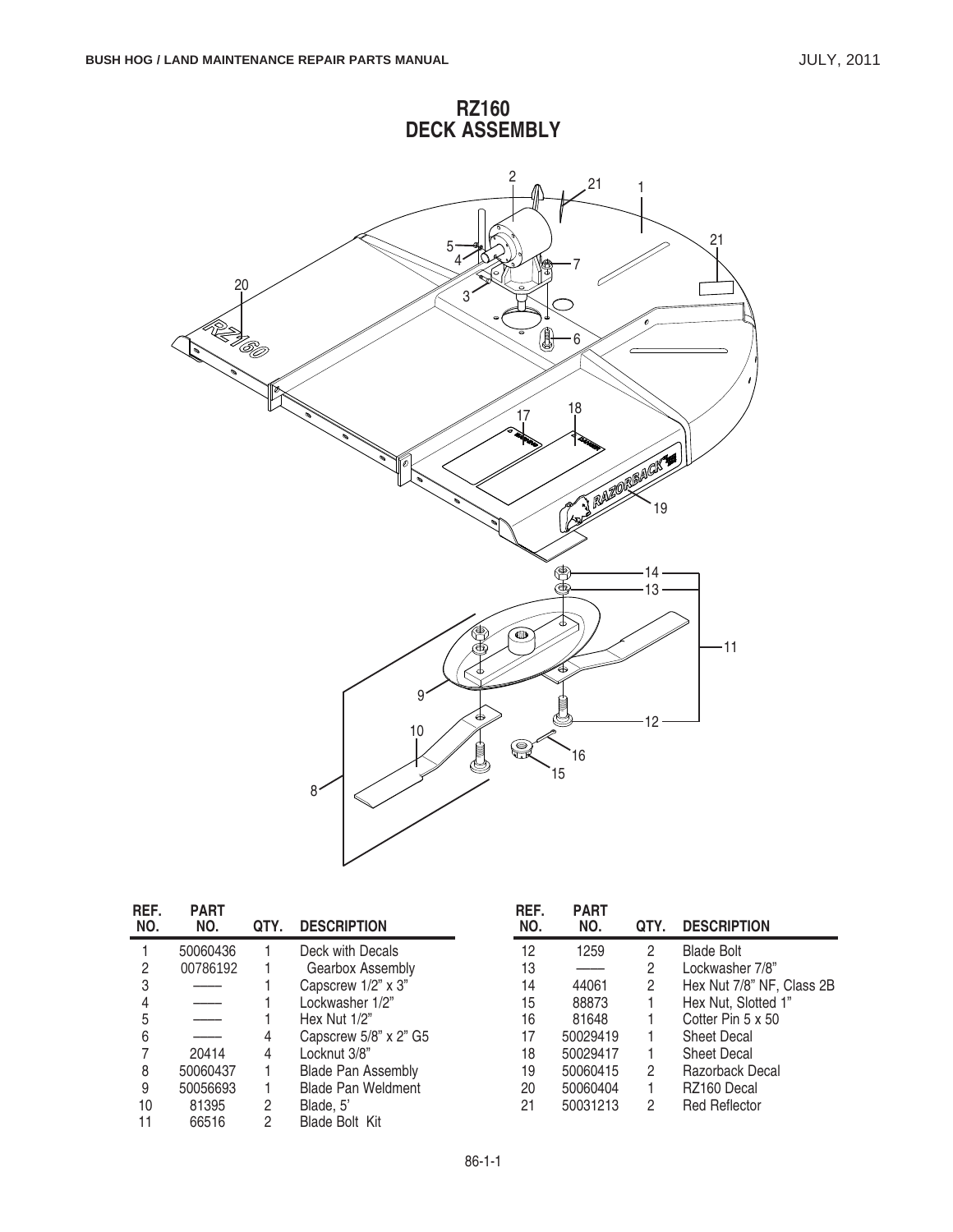# RZ160
# DECK ASSEMBLY

| REF. NO. | PART NO. | QTY. | DESCRIPTION |
|---|---|---|---|
| 1 | 50060436 | 1 | Deck with Decals |
| 2 | 00786192 | 1 | Gearbox Assembly |
| 3 | —— | 1 | Capscrew 1/2" x 3" |
| 4 | —— | 1 | Lockwasher 1/2" |
| 5 | —— | 1 | Hex Nut 1/2" |
| 6 | —— | 4 | Capscrew 5/8" x 2" G5 |
| 7 | 20414 | 4 | Locknut 3/8" |
| 8 | 50060437 | 1 | Blade Pan Assembly |
| 9 | 50056693 | 1 | Blade Pan Weldment |
| 10 | 81395 | 2 | Blade, 5' |
| 11 | 66516 | 2 | Blade Bolt Kit |
| 12 | 1259 | 2 | Blade Bolt |
| 13 | —— | 2 | Lockwasher 7/8" |
| 14 | 44061 | 2 | Hex Nut 7/8" NF, Class 2B |
| 15 | 88873 | 1 | Hex Nut, Slotted 1" |
| 16 | 81648 | 1 | Cotter Pin 5 x 50 |
| 17 | 50029419 | 1 | Sheet Decal |
| 18 | 50029417 | 1 | Sheet Decal |
| 19 | 50060415 | 2 | Razorback Decal |
| 20 | 50060404 | 1 | RZ160 Decal |
| 21 | 50031213 | 2 | Red Reflector |

86-1-1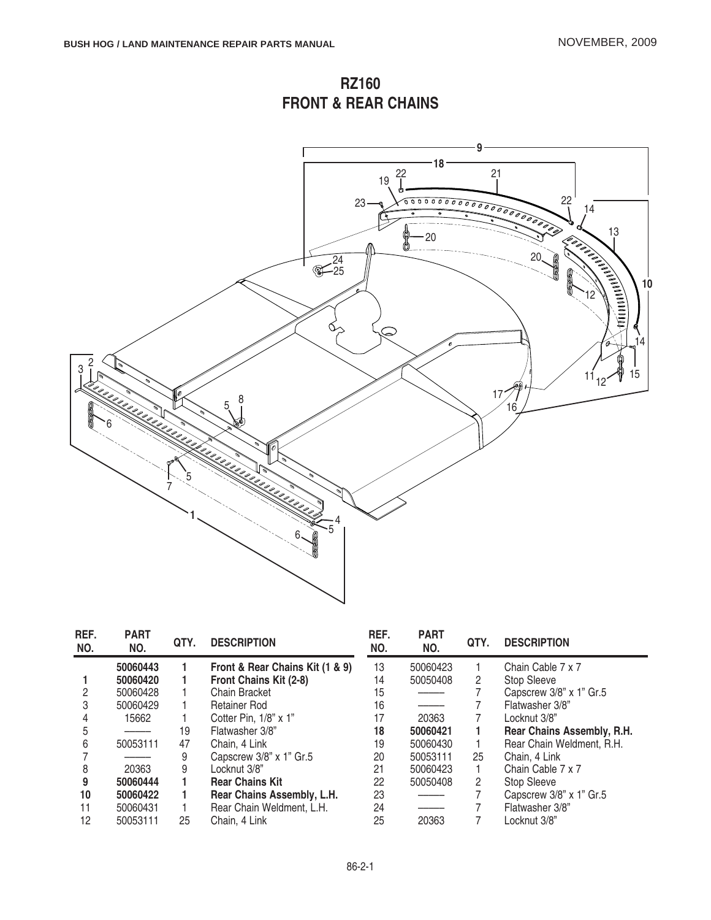# RZ160
## FRONT & REAR CHAINS

| REF. NO. | PART NO. | QTY. | DESCRIPTION |
|---|---|---|---|
| | **50060443** | **1** | **Front & Rear Chains Kit (1 & 9)** |
| **1** | **50060420** | **1** | **Front Chains Kit (2-8)** |
| 2 | 50060428 | 1 | Chain Bracket |
| 3 | 50060429 | 1 | Retainer Rod |
| 4 | 15662 | 1 | Cotter Pin, 1/8" x 1" |
| 5 | ——— | 19 | Flatwasher 3/8" |
| 6 | 50053111 | 47 | Chain, 4 Link |
| 7 | ——— | 9 | Capscrew 3/8" x 1" Gr.5 |
| 8 | 20363 | 9 | Locknut 3/8" |
| **9** | **50060444** | **1** | **Rear Chains Kit** |
| **10** | **50060422** | **1** | **Rear Chains Assembly, L.H.** |
| 11 | 50060431 | 1 | Rear Chain Weldment, L.H. |
| 12 | 50053111 | 25 | Chain, 4 Link |
| 13 | 50060423 | 1 | Chain Cable 7 x 7 |
| 14 | 50050408 | 2 | Stop Sleeve |
| 15 | ——— | 7 | Capscrew 3/8" x 1" Gr.5 |
| 16 | ——— | 7 | Flatwasher 3/8" |
| 17 | 20363 | 7 | Locknut 3/8" |
| **18** | **50060421** | **1** | **Rear Chains Assembly, R.H.** |
| 19 | 50060430 | 1 | Rear Chain Weldment, R.H. |
| 20 | 50053111 | 25 | Chain, 4 Link |
| 21 | 50060423 | 1 | Chain Cable 7 x 7 |
| 22 | 50050408 | 2 | Stop Sleeve |
| 23 | ——— | 7 | Capscrew 3/8" x 1" Gr.5 |
| 24 | ——— | 7 | Flatwasher 3/8" |
| 25 | 20363 | 7 | Locknut 3/8" |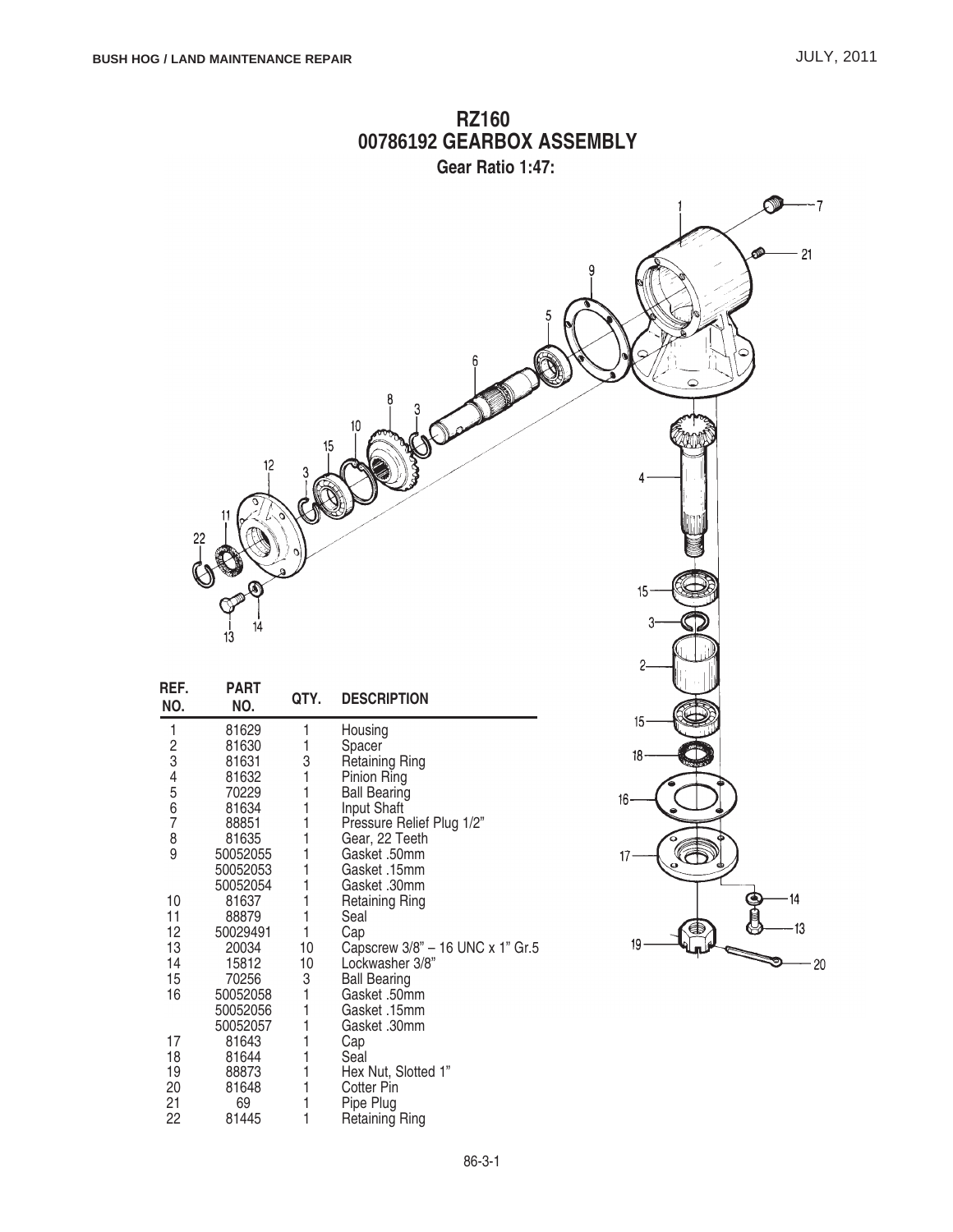# RZ160
# 00786192 GEARBOX ASSEMBLY

**Gear Ratio 1:47:**

| REF. NO. | PART NO. | QTY. | DESCRIPTION |
|---|---|---|---|
| 1 | 81629 | 1 | Housing |
| 2 | 81630 | 1 | Spacer |
| 3 | 81631 | 3 | Retaining Ring |
| 4 | 81632 | 1 | Pinion Ring |
| 5 | 70229 | 1 | Ball Bearing |
| 6 | 81634 | 1 | Input Shaft |
| 7 | 88851 | 1 | Pressure Relief Plug 1/2" |
| 8 | 81635 | 1 | Gear, 22 Teeth |
| 9 | 50052055 | 1 | Gasket .50mm |
| | 50052053 | 1 | Gasket .15mm |
| | 50052054 | 1 | Gasket .30mm |
| 10 | 81637 | 1 | Retaining Ring |
| 11 | 88879 | 1 | Seal |
| 12 | 50029491 | 1 | Cap |
| 13 | 20034 | 10 | Capscrew 3/8" – 16 UNC x 1" Gr.5 |
| 14 | 15812 | 10 | Lockwasher 3/8" |
| 15 | 70256 | 3 | Ball Bearing |
| 16 | 50052058 | 1 | Gasket .50mm |
| | 50052056 | 1 | Gasket .15mm |
| | 50052057 | 1 | Gasket .30mm |
| 17 | 81643 | 1 | Cap |
| 18 | 81644 | 1 | Seal |
| 19 | 88873 | 1 | Hex Nut, Slotted 1" |
| 20 | 81648 | 1 | Cotter Pin |
| 21 | 69 | 1 | Pipe Plug |
| 22 | 81445 | 1 | Retaining Ring |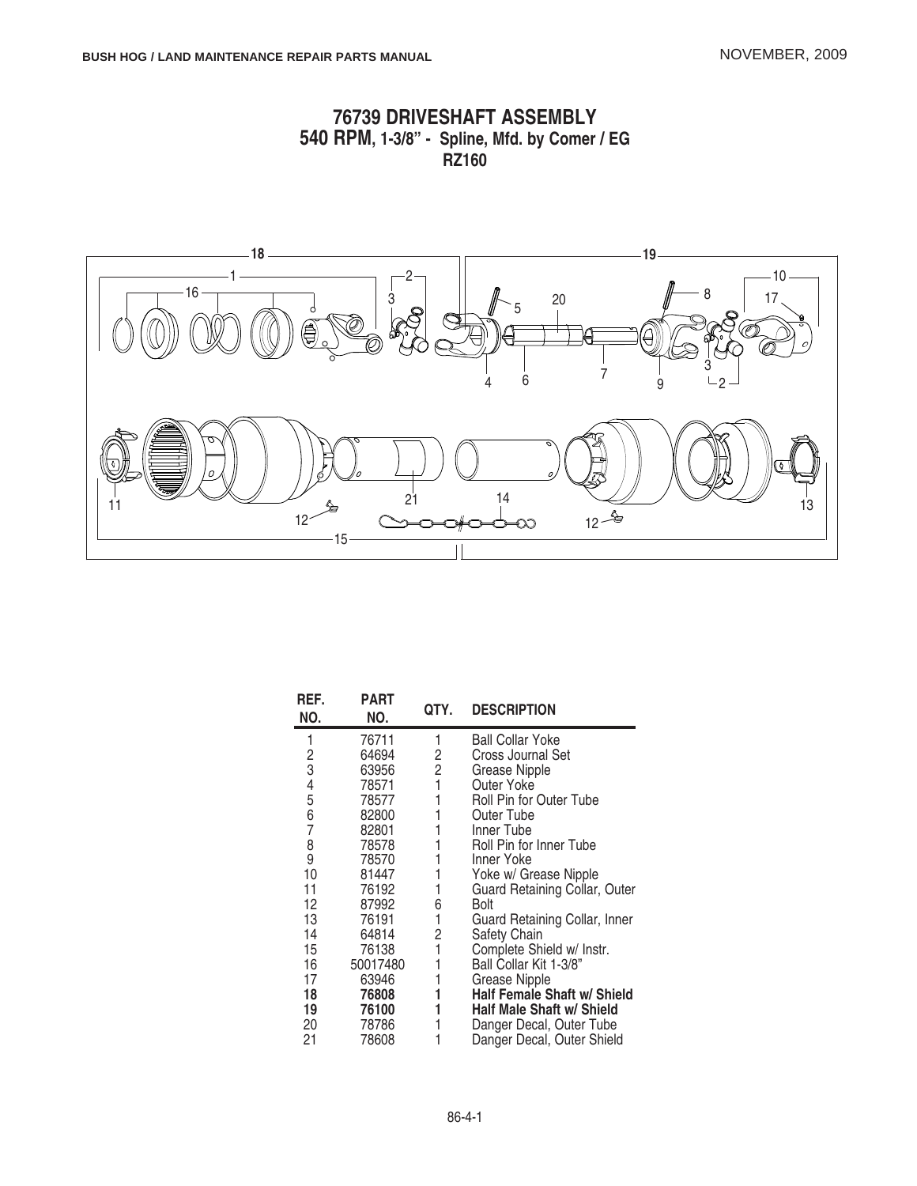# 76739 DRIVESHAFT ASSEMBLY
## 540 RPM, 1-3/8" - Spline, Mfd. by Comer / EG
## RZ160

| REF. NO. | PART NO. | QTY. | DESCRIPTION |
|---|---|---|---|
| 1 | 76711 | 1 | Ball Collar Yoke |
| 2 | 64694 | 2 | Cross Journal Set |
| 3 | 63956 | 2 | Grease Nipple |
| 4 | 78571 | 1 | Outer Yoke |
| 5 | 78577 | 1 | Roll Pin for Outer Tube |
| 6 | 82800 | 1 | Outer Tube |
| 7 | 82801 | 1 | Inner Tube |
| 8 | 78578 | 1 | Roll Pin for Inner Tube |
| 9 | 78570 | 1 | Inner Yoke |
| 10 | 81447 | 1 | Yoke w/ Grease Nipple |
| 11 | 76192 | 1 | Guard Retaining Collar, Outer |
| 12 | 87992 | 6 | Bolt |
| 13 | 76191 | 1 | Guard Retaining Collar, Inner |
| 14 | 64814 | 2 | Safety Chain |
| 15 | 76138 | 1 | Complete Shield w/ Instr. |
| 16 | 50017480 | 1 | Ball Collar Kit 1-3/8" |
| 17 | 63946 | 1 | Grease Nipple |
| **18** | **76808** | **1** | **Half Female Shaft w/ Shield** |
| **19** | **76100** | **1** | **Half Male Shaft w/ Shield** |
| 20 | 78786 | 1 | Danger Decal, Outer Tube |
| 21 | 78608 | 1 | Danger Decal, Outer Shield |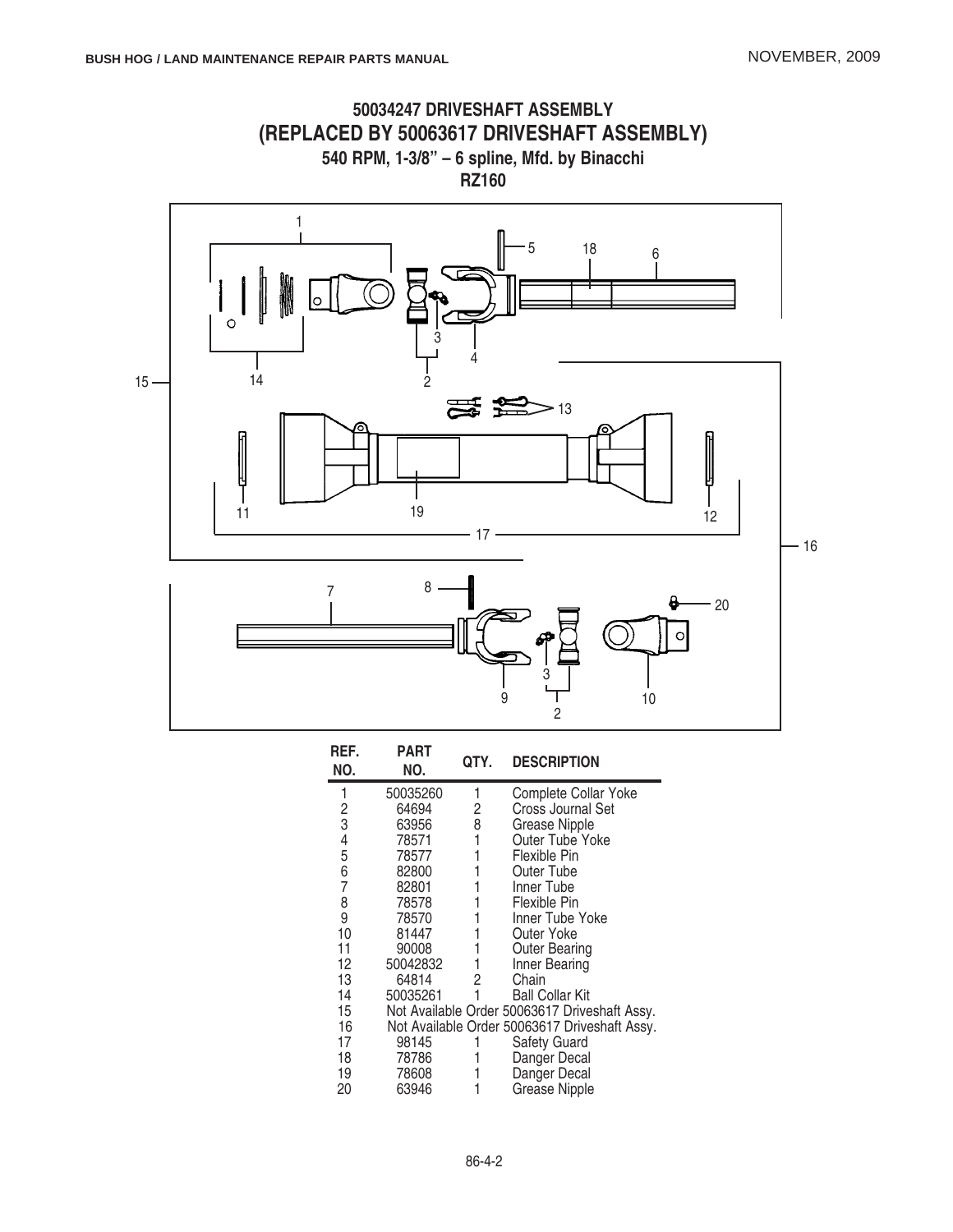# 50034247 DRIVESHAFT ASSEMBLY
## (REPLACED BY 50063617 DRIVESHAFT ASSEMBLY)
### 540 RPM, 1-3/8" – 6 spline, Mfd. by Binacchi
### RZ160

| REF. NO. | PART NO. | QTY. | DESCRIPTION |
|---|---|---|---|
| 1 | 50035260 | 1 | Complete Collar Yoke |
| 2 | 64694 | 2 | Cross Journal Set |
| 3 | 63956 | 8 | Grease Nipple |
| 4 | 78571 | 1 | Outer Tube Yoke |
| 5 | 78577 | 1 | Flexible Pin |
| 6 | 82800 | 1 | Outer Tube |
| 7 | 82801 | 1 | Inner Tube |
| 8 | 78578 | 1 | Flexible Pin |
| 9 | 78570 | 1 | Inner Tube Yoke |
| 10 | 81447 | 1 | Outer Yoke |
| 11 | 90008 | 1 | Outer Bearing |
| 12 | 50042832 | 1 | Inner Bearing |
| 13 | 64814 | 2 | Chain |
| 14 | 50035261 | 1 | Ball Collar Kit |
| 15 | Not Available Order 50063617 Driveshaft Assy. | | |
| 16 | Not Available Order 50063617 Driveshaft Assy. | | |
| 17 | 98145 | 1 | Safety Guard |
| 18 | 78786 | 1 | Danger Decal |
| 19 | 78608 | 1 | Danger Decal |
| 20 | 63946 | 1 | Grease Nipple |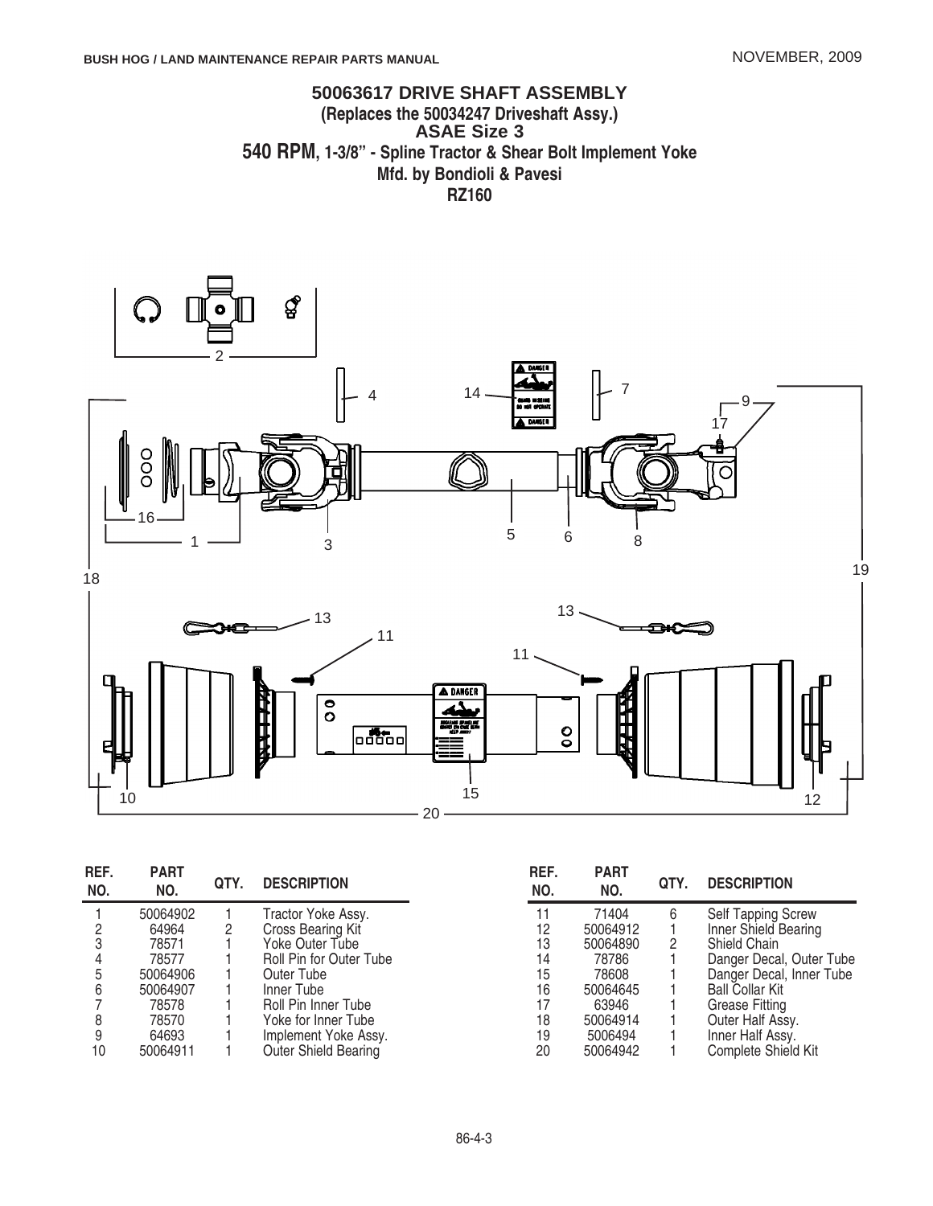## 50063617 DRIVE SHAFT ASSEMBLY

**(Replaces the 50034247 Driveshaft Assy.)**

**ASAE Size 3**

**540 RPM, 1-3/8" - Spline Tractor & Shear Bolt Implement Yoke**

**Mfd. by Bondioli & Pavesi**

**RZ160**

| REF. NO. | PART NO. | QTY. | DESCRIPTION |
|---|---|---|---|
| 1 | 50064902 | 1 | Tractor Yoke Assy. |
| 2 | 64964 | 2 | Cross Bearing Kit |
| 3 | 78571 | 1 | Yoke Outer Tube |
| 4 | 78577 | 1 | Roll Pin for Outer Tube |
| 5 | 50064906 | 1 | Outer Tube |
| 6 | 50064907 | 1 | Inner Tube |
| 7 | 78578 | 1 | Roll Pin Inner Tube |
| 8 | 78570 | 1 | Yoke for Inner Tube |
| 9 | 64693 | 1 | Implement Yoke Assy. |
| 10 | 50064911 | 1 | Outer Shield Bearing |
| 11 | 71404 | 6 | Self Tapping Screw |
| 12 | 50064912 | 1 | Inner Shield Bearing |
| 13 | 50064890 | 2 | Shield Chain |
| 14 | 78786 | 1 | Danger Decal, Outer Tube |
| 15 | 78608 | 1 | Danger Decal, Inner Tube |
| 16 | 50064645 | 1 | Ball Collar Kit |
| 17 | 63946 | 1 | Grease Fitting |
| 18 | 50064914 | 1 | Outer Half Assy. |
| 19 | 5006494 | 1 | Inner Half Assy. |
| 20 | 50064942 | 1 | Complete Shield Kit |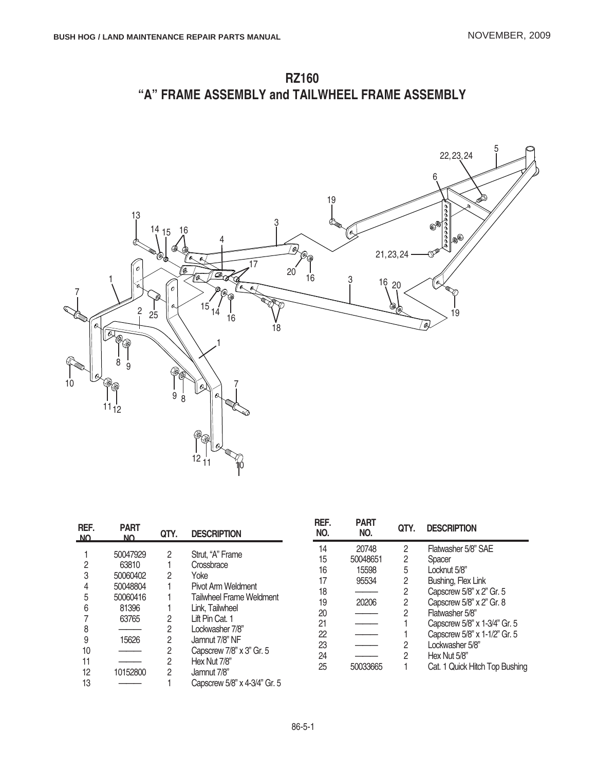# RZ160
## "A" FRAME ASSEMBLY and TAILWHEEL FRAME ASSEMBLY

| REF. NO. | PART NO. | QTY. | DESCRIPTION |
|---|---|---|---|
| 1 | 50047929 | 2 | Strut, "A" Frame |
| 2 | 63810 | 1 | Crossbrace |
| 3 | 50060402 | 2 | Yoke |
| 4 | 50048804 | 1 | Pivot Arm Weldment |
| 5 | 50060416 | 1 | Tailwheel Frame Weldment |
| 6 | 81396 | 1 | Link, Tailwheel |
| 7 | 63765 | 2 | Lift Pin Cat. 1 |
| 8 | ——— | 2 | Lockwasher 7/8" |
| 9 | 15626 | 2 | Jamnut 7/8" NF |
| 10 | ——— | 2 | Capscrew 7/8" x 3" Gr. 5 |
| 11 | ——— | 2 | Hex Nut 7/8" |
| 12 | 10152800 | 2 | Jamnut 7/8" |
| 13 | ——— | 1 | Capscrew 5/8" x 4-3/4" Gr. 5 |
| 14 | 20748 | 2 | Flatwasher 5/8" SAE |
| 15 | 50048651 | 2 | Spacer |
| 16 | 15598 | 5 | Locknut 5/8" |
| 17 | 95534 | 2 | Bushing, Flex Link |
| 18 | ——— | 2 | Capscrew 5/8" x 2" Gr. 5 |
| 19 | 20206 | 2 | Capscrew 5/8" x 2" Gr. 8 |
| 20 | ——— | 2 | Flatwasher 5/8" |
| 21 | ——— | 1 | Capscrew 5/8" x 1-3/4" Gr. 5 |
| 22 | ——— | 1 | Capscrew 5/8" x 1-1/2" Gr. 5 |
| 23 | ——— | 2 | Lockwasher 5/8" |
| 24 | ——— | 2 | Hex Nut 5/8" |
| 25 | 50033665 | 1 | Cat. 1 Quick Hitch Top Bushing |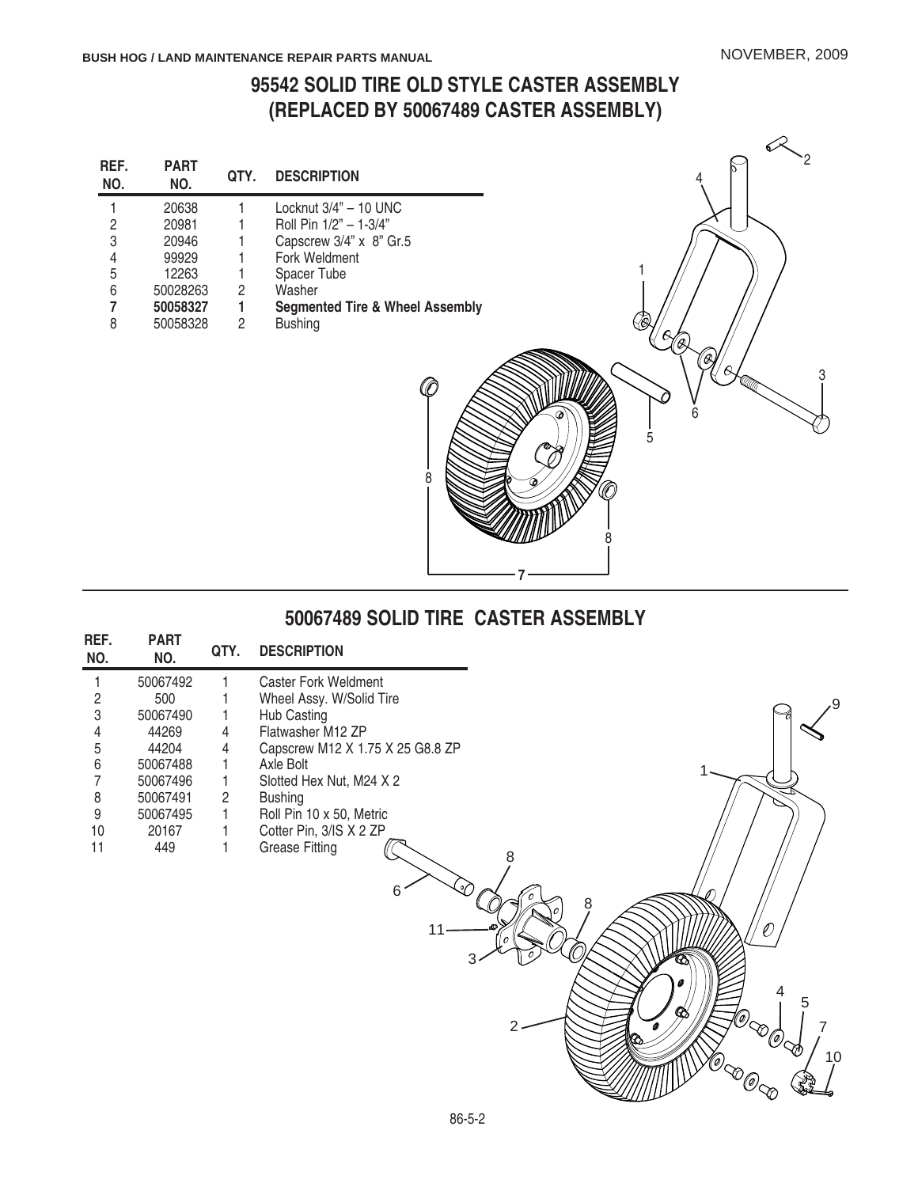## 95542 SOLID TIRE OLD STYLE CASTER ASSEMBLY (REPLACED BY 50067489 CASTER ASSEMBLY)

| REF. NO. | PART NO. | QTY. | DESCRIPTION |
|---|---|---|---|
| 1 | 20638 | 1 | Locknut 3/4" – 10 UNC |
| 2 | 20981 | 1 | Roll Pin 1/2" – 1-3/4" |
| 3 | 20946 | 1 | Capscrew 3/4" x 8" Gr.5 |
| 4 | 99929 | 1 | Fork Weldment |
| 5 | 12263 | 1 | Spacer Tube |
| 6 | 50028263 | 2 | Washer |
| **7** | **50058327** | **1** | **Segmented Tire & Wheel Assembly** |
| 8 | 50058328 | 2 | Bushing |

## 50067489 SOLID TIRE CASTER ASSEMBLY

| REF. NO. | PART NO. | QTY. | DESCRIPTION |
|---|---|---|---|
| 1 | 50067492 | 1 | Caster Fork Weldment |
| 2 | 500 | 1 | Wheel Assy. W/Solid Tire |
| 3 | 50067490 | 1 | Hub Casting |
| 4 | 44269 | 4 | Flatwasher M12 ZP |
| 5 | 44204 | 4 | Capscrew M12 X 1.75 X 25 G8.8 ZP |
| 6 | 50067488 | 1 | Axle Bolt |
| 7 | 50067496 | 1 | Slotted Hex Nut, M24 X 2 |
| 8 | 50067491 | 2 | Bushing |
| 9 | 50067495 | 1 | Roll Pin 10 x 50, Metric |
| 10 | 20167 | 1 | Cotter Pin, 3/IS X 2 ZP |
| 11 | 449 | 1 | Grease Fitting |